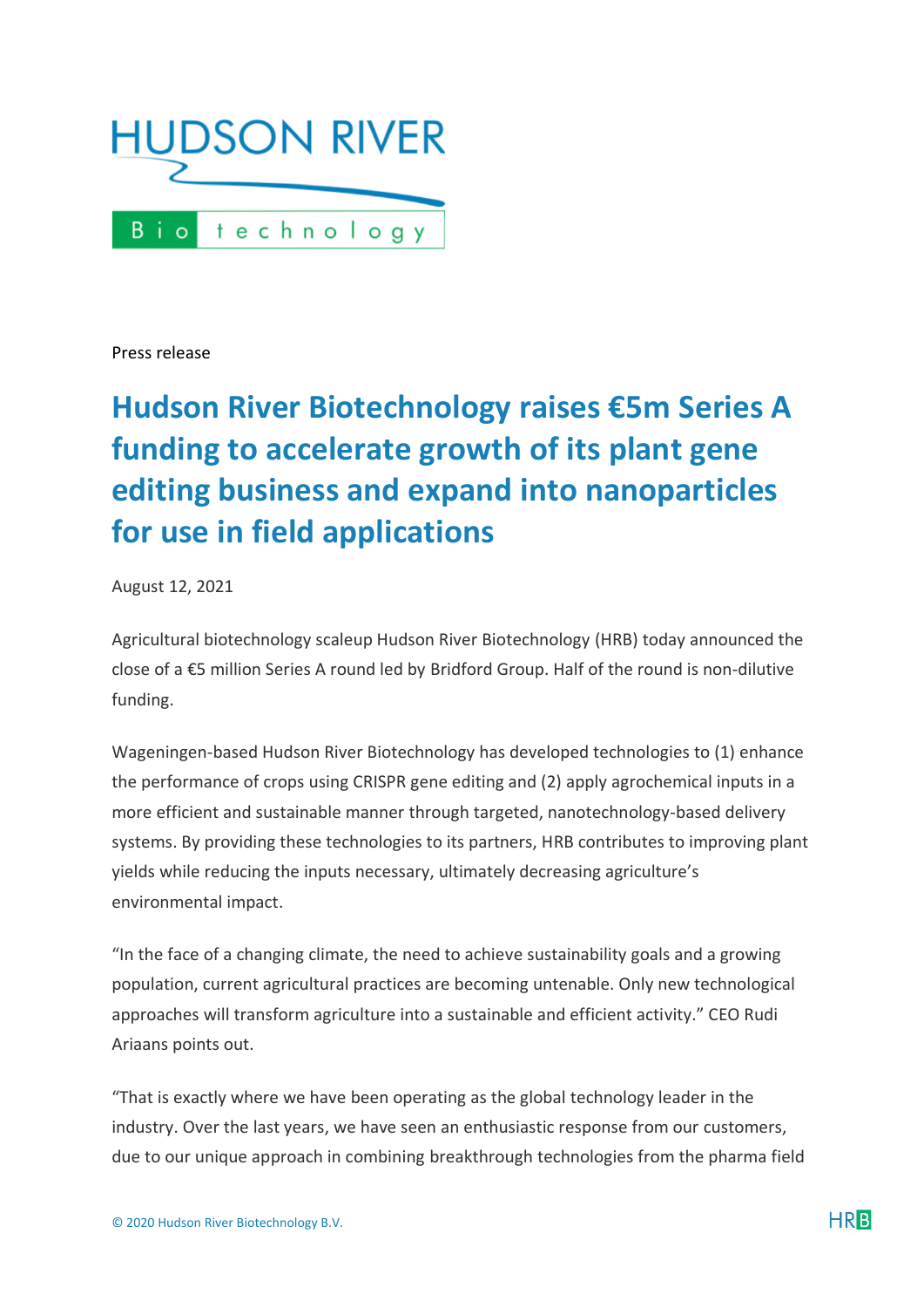HUDSON RIVER

Biotechnology

Press release

# Hudson River Biotechnology raises €5m Series A funding to accelerate growth of its plant gene editing business and expand into nanoparticles for use in field applications

August 12, 2021

Agricultural biotechnology scaleup Hudson River Biotechnology (HRB) today announced the close of a €5 million Series A round led by Bridford Group. Half of the round is non-dilutive funding.

Wageningen-based Hudson River Biotechnology has developed technologies to (1) enhance the performance of crops using CRISPR gene editing and (2) apply agrochemical inputs in a more efficient and sustainable manner through targeted, nanotechnology-based delivery systems. By providing these technologies to its partners, HRB contributes to improving plant yields while reducing the inputs necessary, ultimately decreasing agriculture's environmental impact.

"In the face of a changing climate, the need to achieve sustainability goals and a growing population, current agricultural practices are becoming untenable. Only new technological approaches will transform agriculture into a sustainable and efficient activity." CEO Rudi Ariaans points out.

"That is exactly where we have been operating as the global technology leader in the industry. Over the last years, we have seen an enthusiastic response from our customers, due to our unique approach in combining breakthrough technologies from the pharma field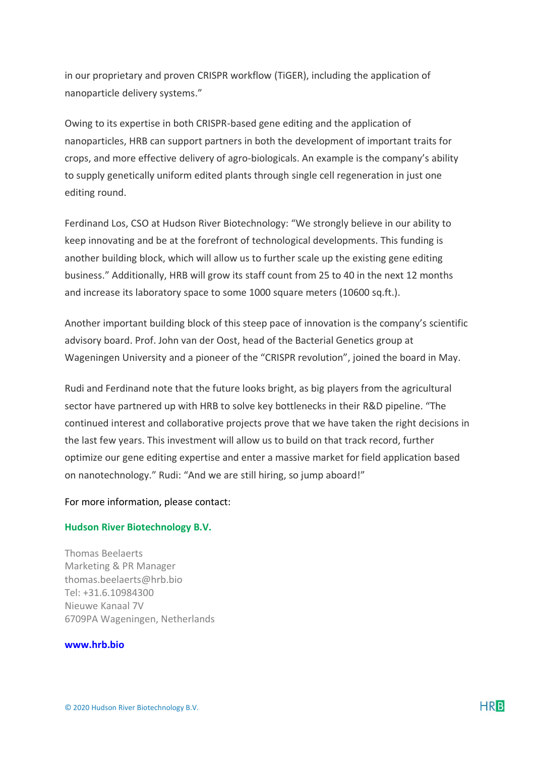in our proprietary and proven CRISPR workflow (TiGER), including the application of nanoparticle delivery systems."

Owing to its expertise in both CRISPR-based gene editing and the application of nanoparticles, HRB can support partners in both the development of important traits for crops, and more effective delivery of agro-biologicals. An example is the company's ability to supply genetically uniform edited plants through single cell regeneration in just one editing round.

Ferdinand Los, CSO at Hudson River Biotechnology: "We strongly believe in our ability to keep innovating and be at the forefront of technological developments. This funding is another building block, which will allow us to further scale up the existing gene editing business." Additionally, HRB will grow its staff count from 25 to 40 in the next 12 months and increase its laboratory space to some 1000 square meters (10600 sq.ft.).

Another important building block of this steep pace of innovation is the company's scientific advisory board. Prof. John van der Oost, head of the Bacterial Genetics group at Wageningen University and a pioneer of the "CRISPR revolution", joined the board in May.

Rudi and Ferdinand note that the future looks bright, as big players from the agricultural sector have partnered up with HRB to solve key bottlenecks in their R&D pipeline. "The continued interest and collaborative projects prove that we have taken the right decisions in the last few years. This investment will allow us to build on that track record, further optimize our gene editing expertise and enter a massive market for field application based on nanotechnology." Rudi: "And we are still hiring, so jump aboard!"

For more information, please contact:

**Hudson River Biotechnology B.V.**

Thomas Beelaerts
Marketing & PR Manager
thomas.beelaerts@hrb.bio
Tel: +31.6.10984300
Nieuwe Kanaal 7V
6709PA Wageningen, Netherlands

**www.hrb.bio**

© 2020 Hudson River Biotechnology B.V.